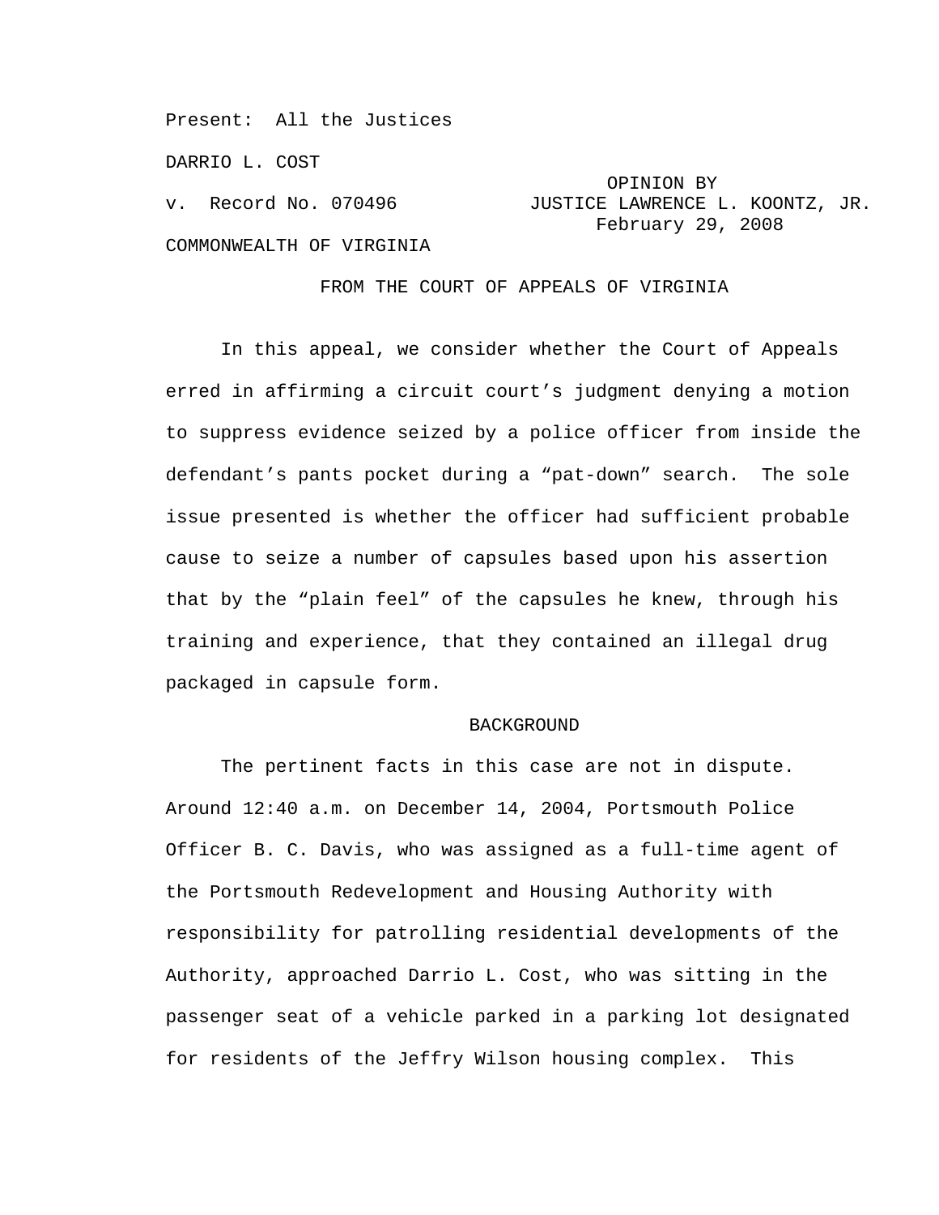Present: All the Justices

DARRIO L. COST

v. Record No. 070496

OPINION BY JUSTICE LAWRENCE L. KOONTZ, JR.
February 29, 2008

COMMONWEALTH OF VIRGINIA

FROM THE COURT OF APPEALS OF VIRGINIA

In this appeal, we consider whether the Court of Appeals erred in affirming a circuit court's judgment denying a motion to suppress evidence seized by a police officer from inside the defendant's pants pocket during a "pat-down" search. The sole issue presented is whether the officer had sufficient probable cause to seize a number of capsules based upon his assertion that by the "plain feel" of the capsules he knew, through his training and experience, that they contained an illegal drug packaged in capsule form.

## BACKGROUND

The pertinent facts in this case are not in dispute. Around 12:40 a.m. on December 14, 2004, Portsmouth Police Officer B. C. Davis, who was assigned as a full-time agent of the Portsmouth Redevelopment and Housing Authority with responsibility for patrolling residential developments of the Authority, approached Darrio L. Cost, who was sitting in the passenger seat of a vehicle parked in a parking lot designated for residents of the Jeffry Wilson housing complex. This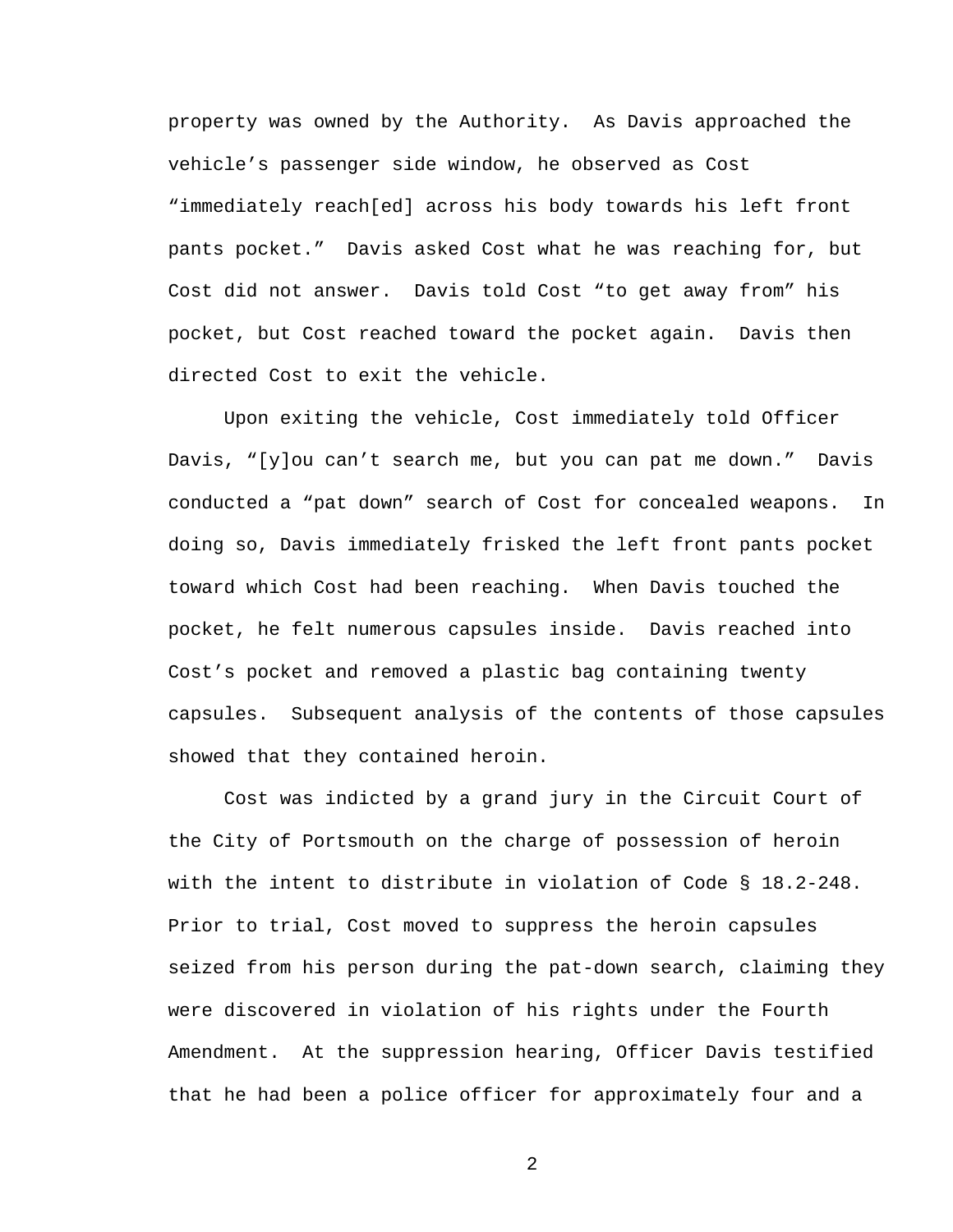property was owned by the Authority. As Davis approached the vehicle's passenger side window, he observed as Cost "immediately reach[ed] across his body towards his left front pants pocket." Davis asked Cost what he was reaching for, but Cost did not answer. Davis told Cost "to get away from" his pocket, but Cost reached toward the pocket again. Davis then directed Cost to exit the vehicle.

Upon exiting the vehicle, Cost immediately told Officer Davis, "[y]ou can't search me, but you can pat me down." Davis conducted a "pat down" search of Cost for concealed weapons. In doing so, Davis immediately frisked the left front pants pocket toward which Cost had been reaching. When Davis touched the pocket, he felt numerous capsules inside. Davis reached into Cost's pocket and removed a plastic bag containing twenty capsules. Subsequent analysis of the contents of those capsules showed that they contained heroin.

Cost was indicted by a grand jury in the Circuit Court of the City of Portsmouth on the charge of possession of heroin with the intent to distribute in violation of Code § 18.2-248. Prior to trial, Cost moved to suppress the heroin capsules seized from his person during the pat-down search, claiming they were discovered in violation of his rights under the Fourth Amendment. At the suppression hearing, Officer Davis testified that he had been a police officer for approximately four and a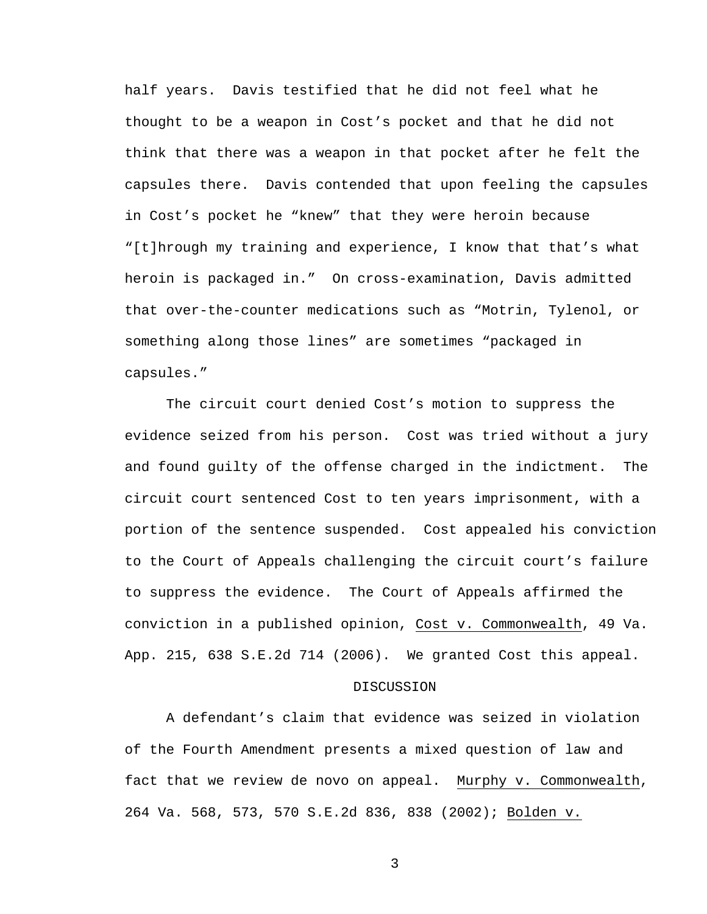half years. Davis testified that he did not feel what he thought to be a weapon in Cost's pocket and that he did not think that there was a weapon in that pocket after he felt the capsules there. Davis contended that upon feeling the capsules in Cost's pocket he "knew" that they were heroin because "[t]hrough my training and experience, I know that that's what heroin is packaged in." On cross-examination, Davis admitted that over-the-counter medications such as "Motrin, Tylenol, or something along those lines" are sometimes "packaged in capsules."

The circuit court denied Cost's motion to suppress the evidence seized from his person. Cost was tried without a jury and found guilty of the offense charged in the indictment. The circuit court sentenced Cost to ten years imprisonment, with a portion of the sentence suspended. Cost appealed his conviction to the Court of Appeals challenging the circuit court's failure to suppress the evidence. The Court of Appeals affirmed the conviction in a published opinion, Cost v. Commonwealth, 49 Va. App. 215, 638 S.E.2d 714 (2006). We granted Cost this appeal.

## DISCUSSION

A defendant's claim that evidence was seized in violation of the Fourth Amendment presents a mixed question of law and fact that we review de novo on appeal. Murphy v. Commonwealth, 264 Va. 568, 573, 570 S.E.2d 836, 838 (2002); Bolden v.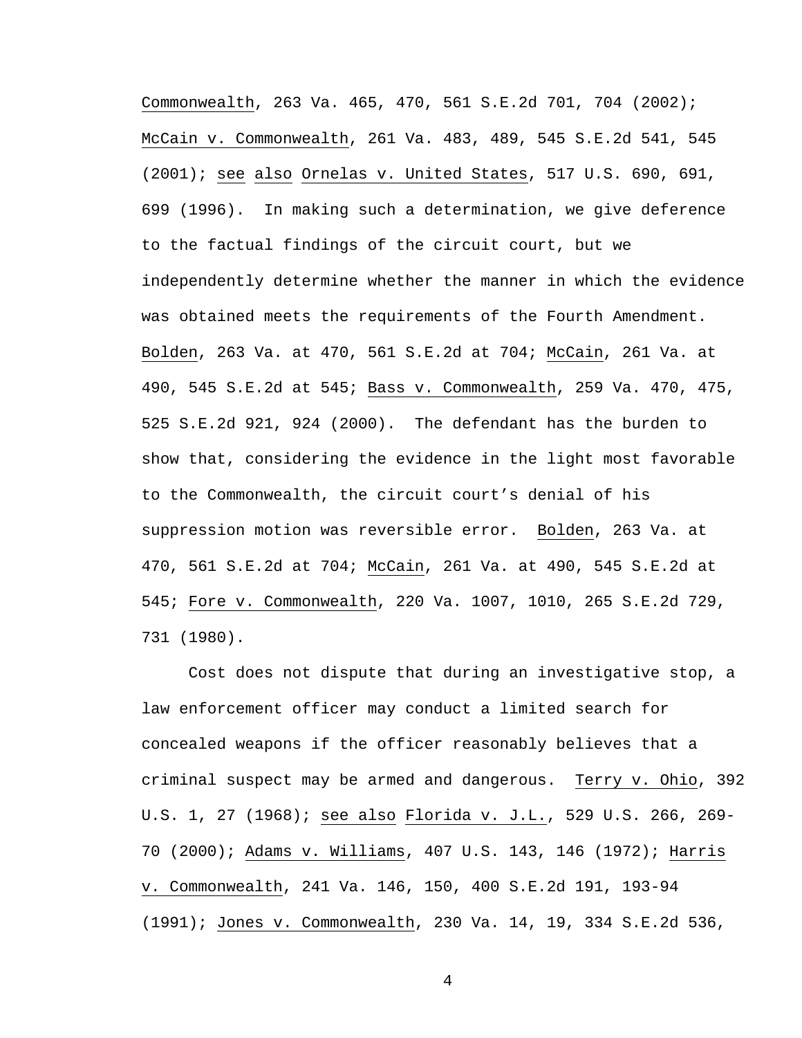Commonwealth, 263 Va. 465, 470, 561 S.E.2d 701, 704 (2002); McCain v. Commonwealth, 261 Va. 483, 489, 545 S.E.2d 541, 545 (2001); see also Ornelas v. United States, 517 U.S. 690, 691, 699 (1996). In making such a determination, we give deference to the factual findings of the circuit court, but we independently determine whether the manner in which the evidence was obtained meets the requirements of the Fourth Amendment. Bolden, 263 Va. at 470, 561 S.E.2d at 704; McCain, 261 Va. at 490, 545 S.E.2d at 545; Bass v. Commonwealth, 259 Va. 470, 475, 525 S.E.2d 921, 924 (2000). The defendant has the burden to show that, considering the evidence in the light most favorable to the Commonwealth, the circuit court's denial of his suppression motion was reversible error. Bolden, 263 Va. at 470, 561 S.E.2d at 704; McCain, 261 Va. at 490, 545 S.E.2d at 545; Fore v. Commonwealth, 220 Va. 1007, 1010, 265 S.E.2d 729, 731 (1980).

Cost does not dispute that during an investigative stop, a law enforcement officer may conduct a limited search for concealed weapons if the officer reasonably believes that a criminal suspect may be armed and dangerous. Terry v. Ohio, 392 U.S. 1, 27 (1968); see also Florida v. J.L., 529 U.S. 266, 269-70 (2000); Adams v. Williams, 407 U.S. 143, 146 (1972); Harris v. Commonwealth, 241 Va. 146, 150, 400 S.E.2d 191, 193-94 (1991); Jones v. Commonwealth, 230 Va. 14, 19, 334 S.E.2d 536,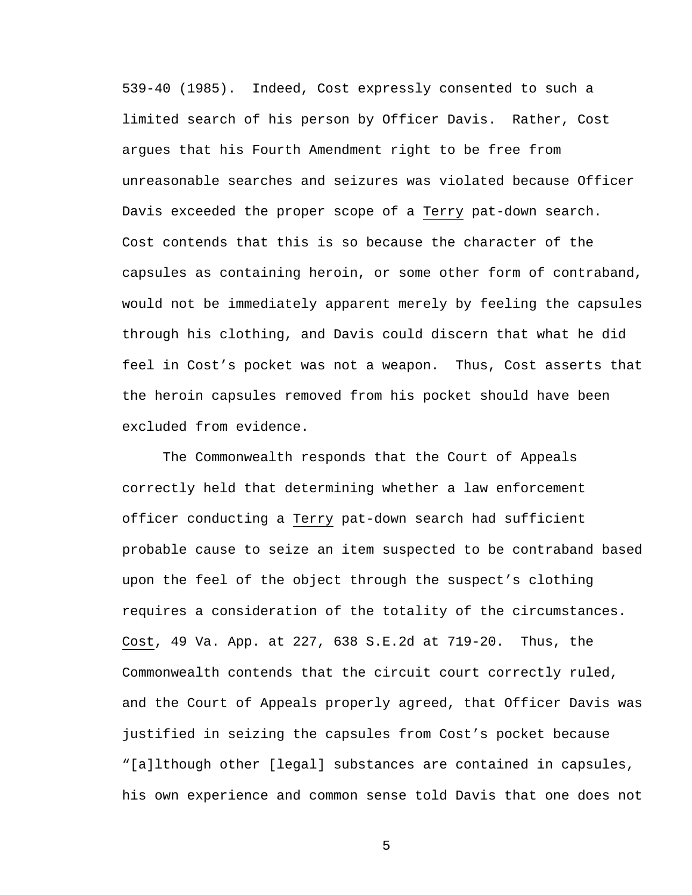539-40 (1985). Indeed, Cost expressly consented to such a limited search of his person by Officer Davis. Rather, Cost argues that his Fourth Amendment right to be free from unreasonable searches and seizures was violated because Officer Davis exceeded the proper scope of a Terry pat-down search. Cost contends that this is so because the character of the capsules as containing heroin, or some other form of contraband, would not be immediately apparent merely by feeling the capsules through his clothing, and Davis could discern that what he did feel in Cost's pocket was not a weapon. Thus, Cost asserts that the heroin capsules removed from his pocket should have been excluded from evidence.

The Commonwealth responds that the Court of Appeals correctly held that determining whether a law enforcement officer conducting a Terry pat-down search had sufficient probable cause to seize an item suspected to be contraband based upon the feel of the object through the suspect's clothing requires a consideration of the totality of the circumstances. Cost, 49 Va. App. at 227, 638 S.E.2d at 719-20. Thus, the Commonwealth contends that the circuit court correctly ruled, and the Court of Appeals properly agreed, that Officer Davis was justified in seizing the capsules from Cost's pocket because "[a]lthough other [legal] substances are contained in capsules, his own experience and common sense told Davis that one does not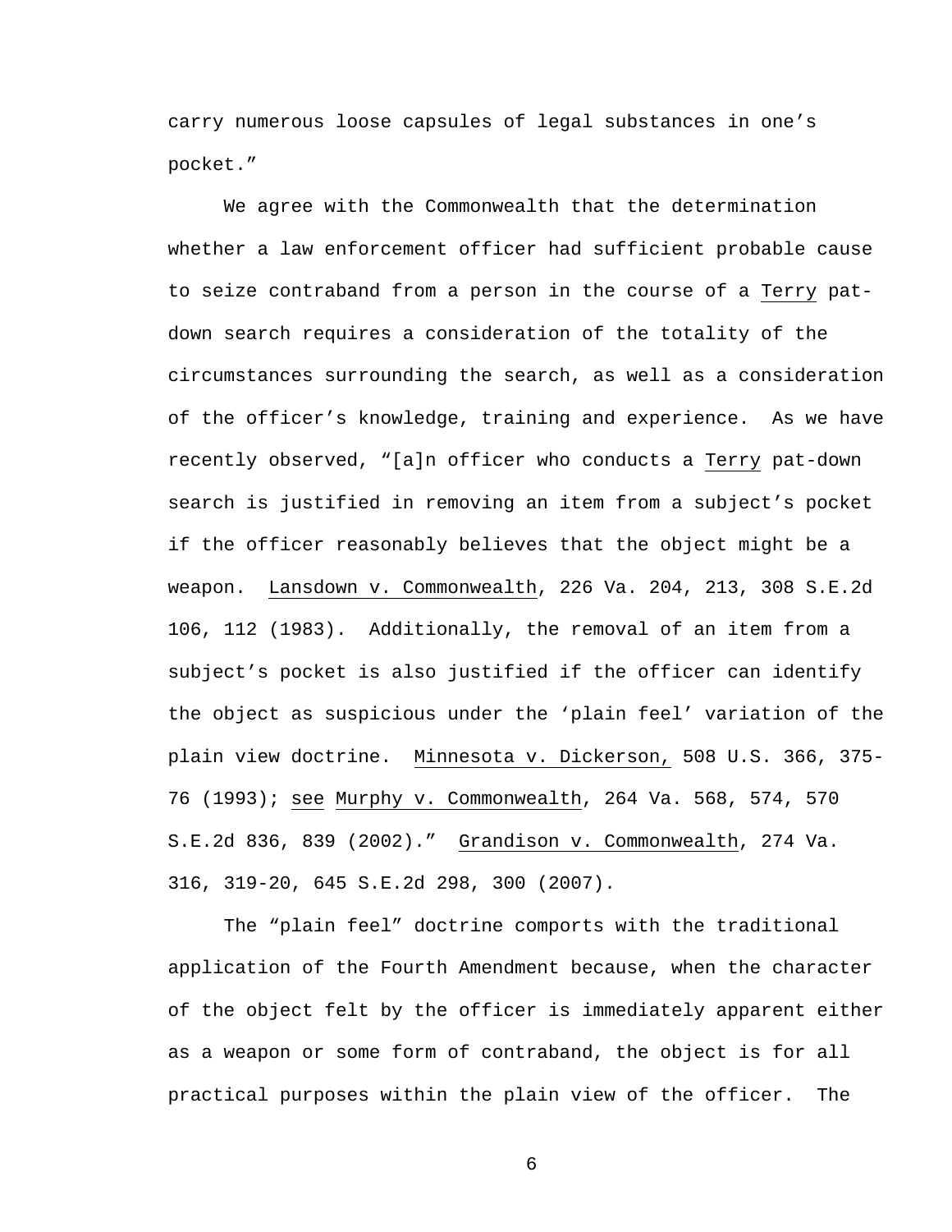carry numerous loose capsules of legal substances in one's pocket."

We agree with the Commonwealth that the determination whether a law enforcement officer had sufficient probable cause to seize contraband from a person in the course of a Terry pat-down search requires a consideration of the totality of the circumstances surrounding the search, as well as a consideration of the officer's knowledge, training and experience. As we have recently observed, "[a]n officer who conducts a Terry pat-down search is justified in removing an item from a subject's pocket if the officer reasonably believes that the object might be a weapon. Lansdown v. Commonwealth, 226 Va. 204, 213, 308 S.E.2d 106, 112 (1983). Additionally, the removal of an item from a subject's pocket is also justified if the officer can identify the object as suspicious under the 'plain feel' variation of the plain view doctrine. Minnesota v. Dickerson, 508 U.S. 366, 375-76 (1993); see Murphy v. Commonwealth, 264 Va. 568, 574, 570 S.E.2d 836, 839 (2002)." Grandison v. Commonwealth, 274 Va. 316, 319-20, 645 S.E.2d 298, 300 (2007).

The "plain feel" doctrine comports with the traditional application of the Fourth Amendment because, when the character of the object felt by the officer is immediately apparent either as a weapon or some form of contraband, the object is for all practical purposes within the plain view of the officer. The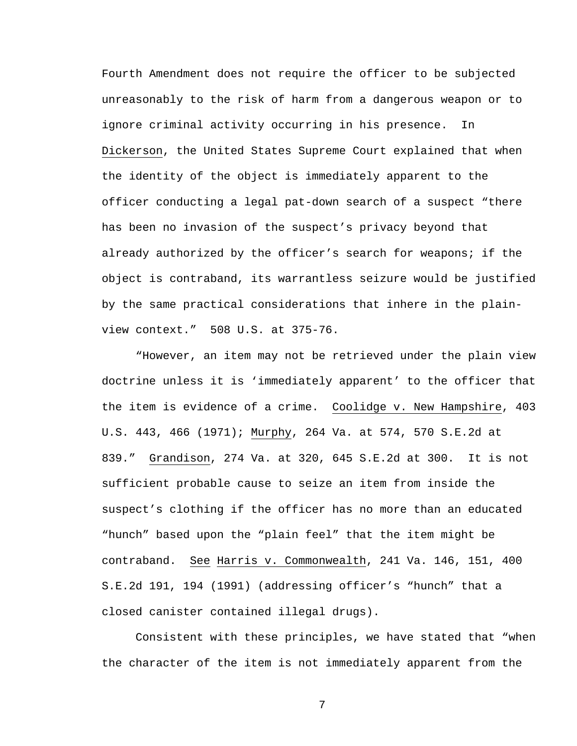Fourth Amendment does not require the officer to be subjected unreasonably to the risk of harm from a dangerous weapon or to ignore criminal activity occurring in his presence. In Dickerson, the United States Supreme Court explained that when the identity of the object is immediately apparent to the officer conducting a legal pat-down search of a suspect "there has been no invasion of the suspect's privacy beyond that already authorized by the officer's search for weapons; if the object is contraband, its warrantless seizure would be justified by the same practical considerations that inhere in the plain-view context." 508 U.S. at 375-76.

"However, an item may not be retrieved under the plain view doctrine unless it is 'immediately apparent' to the officer that the item is evidence of a crime. Coolidge v. New Hampshire, 403 U.S. 443, 466 (1971); Murphy, 264 Va. at 574, 570 S.E.2d at 839." Grandison, 274 Va. at 320, 645 S.E.2d at 300. It is not sufficient probable cause to seize an item from inside the suspect's clothing if the officer has no more than an educated "hunch" based upon the "plain feel" that the item might be contraband. See Harris v. Commonwealth, 241 Va. 146, 151, 400 S.E.2d 191, 194 (1991) (addressing officer's "hunch" that a closed canister contained illegal drugs).

Consistent with these principles, we have stated that "when the character of the item is not immediately apparent from the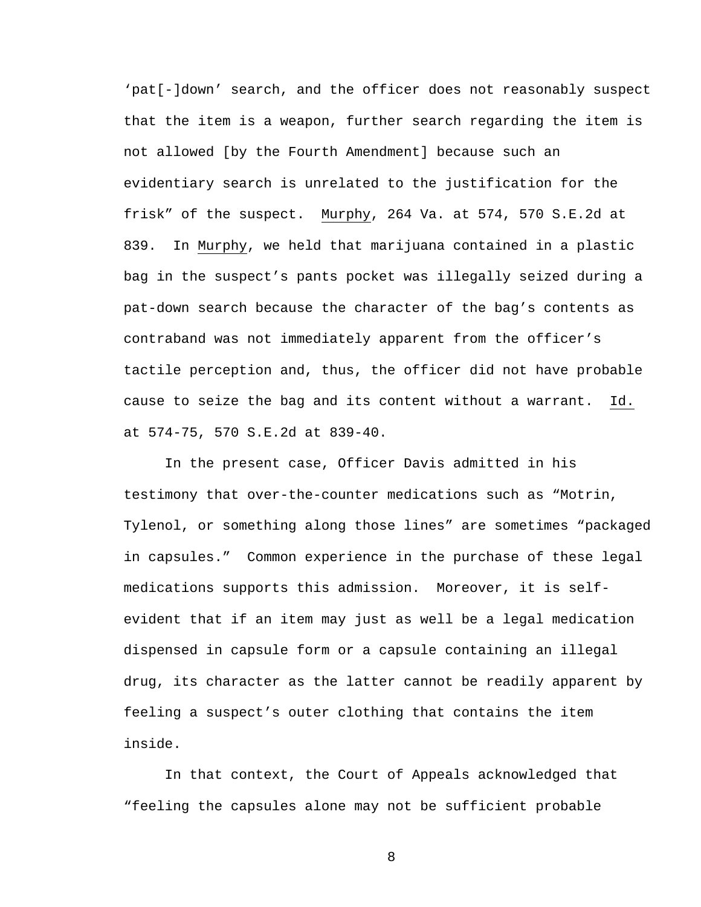'pat[-]down' search, and the officer does not reasonably suspect that the item is a weapon, further search regarding the item is not allowed [by the Fourth Amendment] because such an evidentiary search is unrelated to the justification for the frisk" of the suspect. Murphy, 264 Va. at 574, 570 S.E.2d at 839. In Murphy, we held that marijuana contained in a plastic bag in the suspect's pants pocket was illegally seized during a pat-down search because the character of the bag's contents as contraband was not immediately apparent from the officer's tactile perception and, thus, the officer did not have probable cause to seize the bag and its content without a warrant. Id. at 574-75, 570 S.E.2d at 839-40.

In the present case, Officer Davis admitted in his testimony that over-the-counter medications such as "Motrin, Tylenol, or something along those lines" are sometimes "packaged in capsules." Common experience in the purchase of these legal medications supports this admission. Moreover, it is self-evident that if an item may just as well be a legal medication dispensed in capsule form or a capsule containing an illegal drug, its character as the latter cannot be readily apparent by feeling a suspect's outer clothing that contains the item inside.

In that context, the Court of Appeals acknowledged that "feeling the capsules alone may not be sufficient probable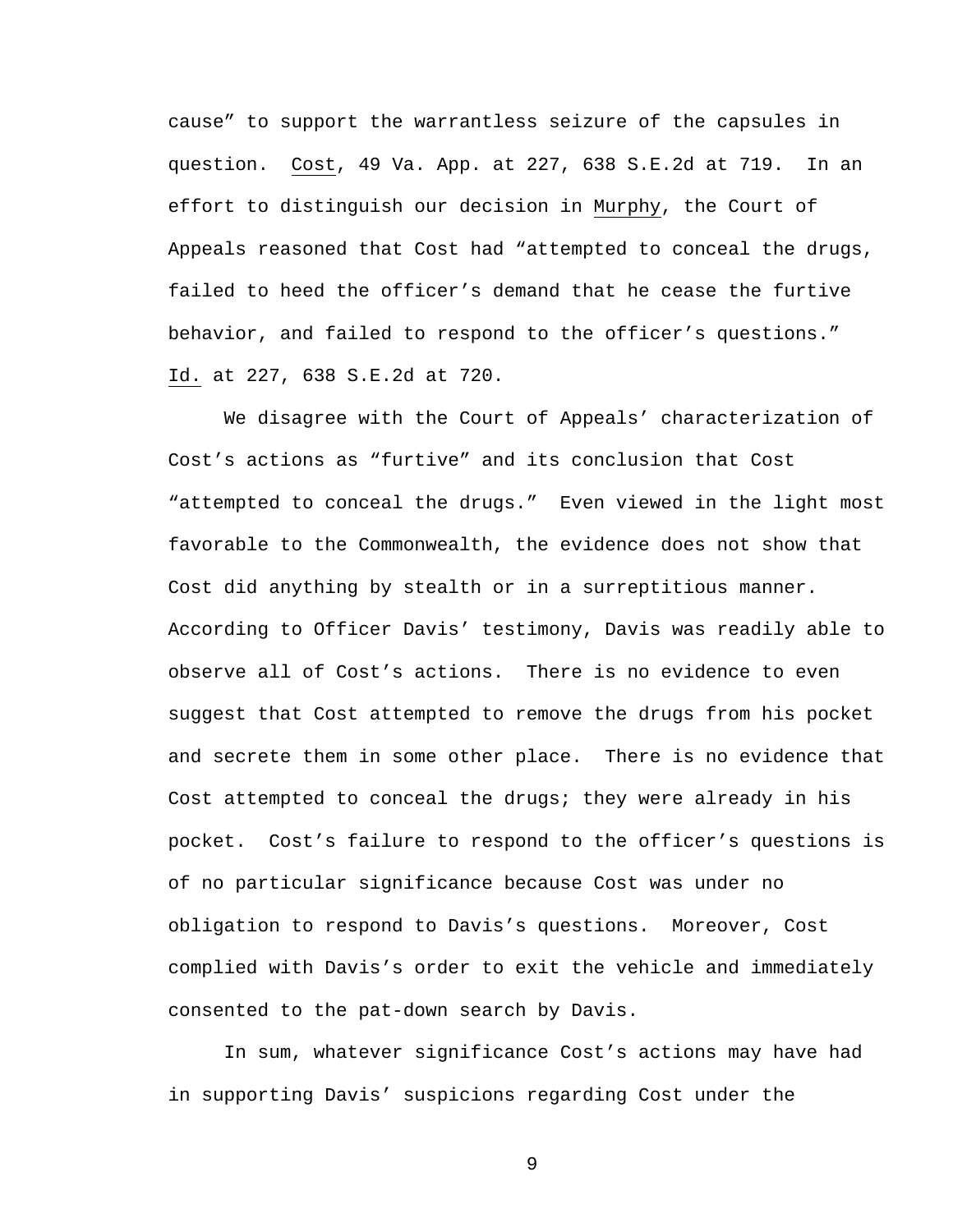cause" to support the warrantless seizure of the capsules in question. Cost, 49 Va. App. at 227, 638 S.E.2d at 719. In an effort to distinguish our decision in Murphy, the Court of Appeals reasoned that Cost had "attempted to conceal the drugs, failed to heed the officer's demand that he cease the furtive behavior, and failed to respond to the officer's questions." Id. at 227, 638 S.E.2d at 720.

We disagree with the Court of Appeals' characterization of Cost's actions as "furtive" and its conclusion that Cost "attempted to conceal the drugs." Even viewed in the light most favorable to the Commonwealth, the evidence does not show that Cost did anything by stealth or in a surreptitious manner. According to Officer Davis' testimony, Davis was readily able to observe all of Cost's actions. There is no evidence to even suggest that Cost attempted to remove the drugs from his pocket and secrete them in some other place. There is no evidence that Cost attempted to conceal the drugs; they were already in his pocket. Cost's failure to respond to the officer's questions is of no particular significance because Cost was under no obligation to respond to Davis's questions. Moreover, Cost complied with Davis's order to exit the vehicle and immediately consented to the pat-down search by Davis.

In sum, whatever significance Cost's actions may have had in supporting Davis' suspicions regarding Cost under the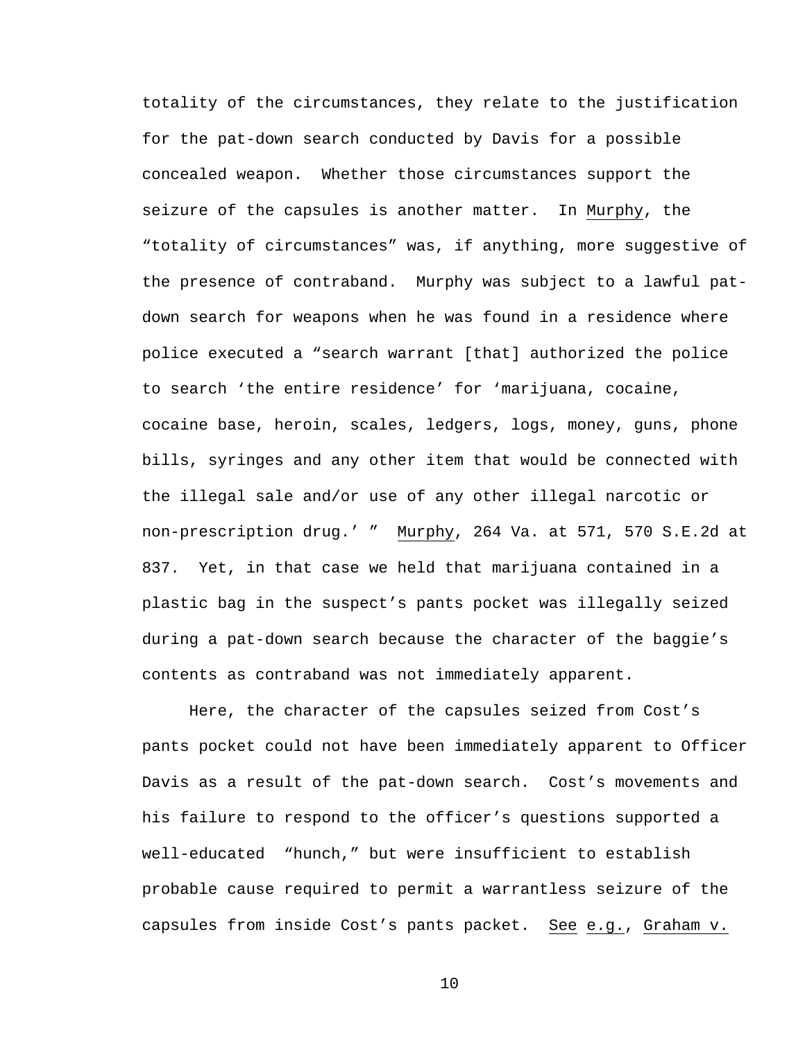totality of the circumstances, they relate to the justification for the pat-down search conducted by Davis for a possible concealed weapon. Whether those circumstances support the seizure of the capsules is another matter. In Murphy, the "totality of circumstances" was, if anything, more suggestive of the presence of contraband. Murphy was subject to a lawful pat-down search for weapons when he was found in a residence where police executed a "search warrant [that] authorized the police to search 'the entire residence' for 'marijuana, cocaine, cocaine base, heroin, scales, ledgers, logs, money, guns, phone bills, syringes and any other item that would be connected with the illegal sale and/or use of any other illegal narcotic or non-prescription drug.' " Murphy, 264 Va. at 571, 570 S.E.2d at 837. Yet, in that case we held that marijuana contained in a plastic bag in the suspect's pants pocket was illegally seized during a pat-down search because the character of the baggie's contents as contraband was not immediately apparent.

Here, the character of the capsules seized from Cost's pants pocket could not have been immediately apparent to Officer Davis as a result of the pat-down search. Cost's movements and his failure to respond to the officer's questions supported a well-educated "hunch," but were insufficient to establish probable cause required to permit a warrantless seizure of the capsules from inside Cost's pants packet. See e.g., Graham v.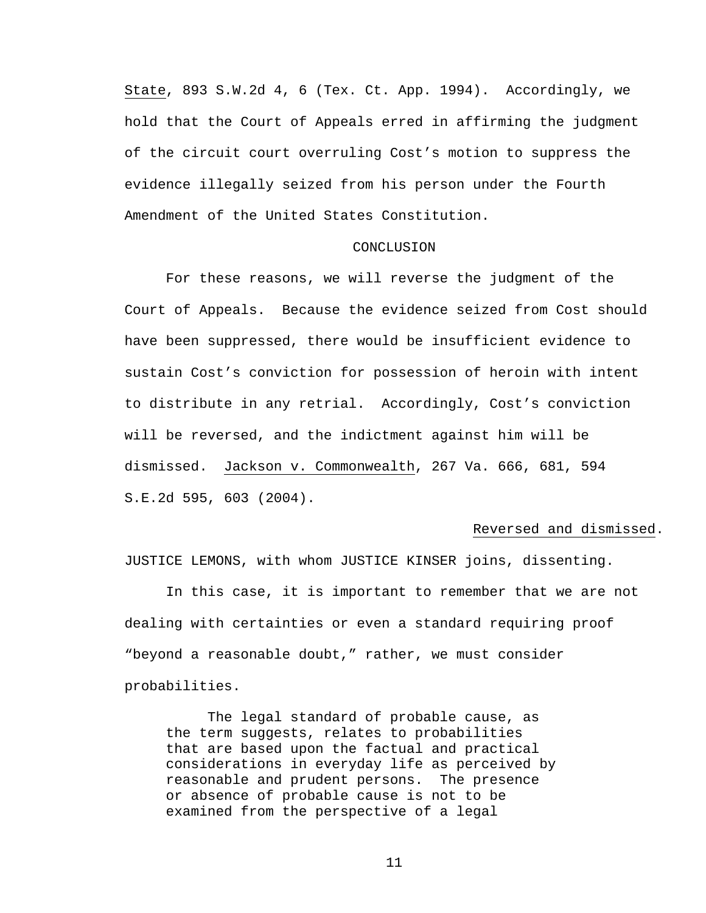State, 893 S.W.2d 4, 6 (Tex. Ct. App. 1994). Accordingly, we hold that the Court of Appeals erred in affirming the judgment of the circuit court overruling Cost's motion to suppress the evidence illegally seized from his person under the Fourth Amendment of the United States Constitution.

CONCLUSION

For these reasons, we will reverse the judgment of the Court of Appeals. Because the evidence seized from Cost should have been suppressed, there would be insufficient evidence to sustain Cost's conviction for possession of heroin with intent to distribute in any retrial. Accordingly, Cost's conviction will be reversed, and the indictment against him will be dismissed. Jackson v. Commonwealth, 267 Va. 666, 681, 594 S.E.2d 595, 603 (2004).

Reversed and dismissed.

JUSTICE LEMONS, with whom JUSTICE KINSER joins, dissenting.

In this case, it is important to remember that we are not dealing with certainties or even a standard requiring proof "beyond a reasonable doubt," rather, we must consider probabilities.

> The legal standard of probable cause, as the term suggests, relates to probabilities that are based upon the factual and practical considerations in everyday life as perceived by reasonable and prudent persons. The presence or absence of probable cause is not to be examined from the perspective of a legal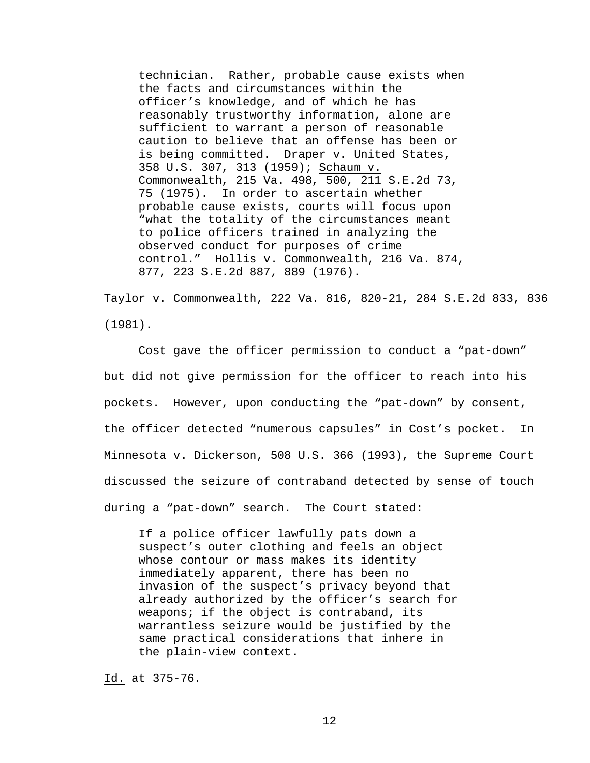> technician. Rather, probable cause exists when the facts and circumstances within the officer's knowledge, and of which he has reasonably trustworthy information, alone are sufficient to warrant a person of reasonable caution to believe that an offense has been or is being committed. Draper v. United States, 358 U.S. 307, 313 (1959); Schaum v. Commonwealth, 215 Va. 498, 500, 211 S.E.2d 73, 75 (1975). In order to ascertain whether probable cause exists, courts will focus upon "what the totality of the circumstances meant to police officers trained in analyzing the observed conduct for purposes of crime control." Hollis v. Commonwealth, 216 Va. 874, 877, 223 S.E.2d 887, 889 (1976).

Taylor v. Commonwealth, 222 Va. 816, 820-21, 284 S.E.2d 833, 836 (1981).

Cost gave the officer permission to conduct a "pat-down" but did not give permission for the officer to reach into his pockets. However, upon conducting the "pat-down" by consent, the officer detected "numerous capsules" in Cost's pocket. In Minnesota v. Dickerson, 508 U.S. 366 (1993), the Supreme Court discussed the seizure of contraband detected by sense of touch during a "pat-down" search. The Court stated:

> If a police officer lawfully pats down a suspect's outer clothing and feels an object whose contour or mass makes its identity immediately apparent, there has been no invasion of the suspect's privacy beyond that already authorized by the officer's search for weapons; if the object is contraband, its warrantless seizure would be justified by the same practical considerations that inhere in the plain-view context.

Id. at 375-76.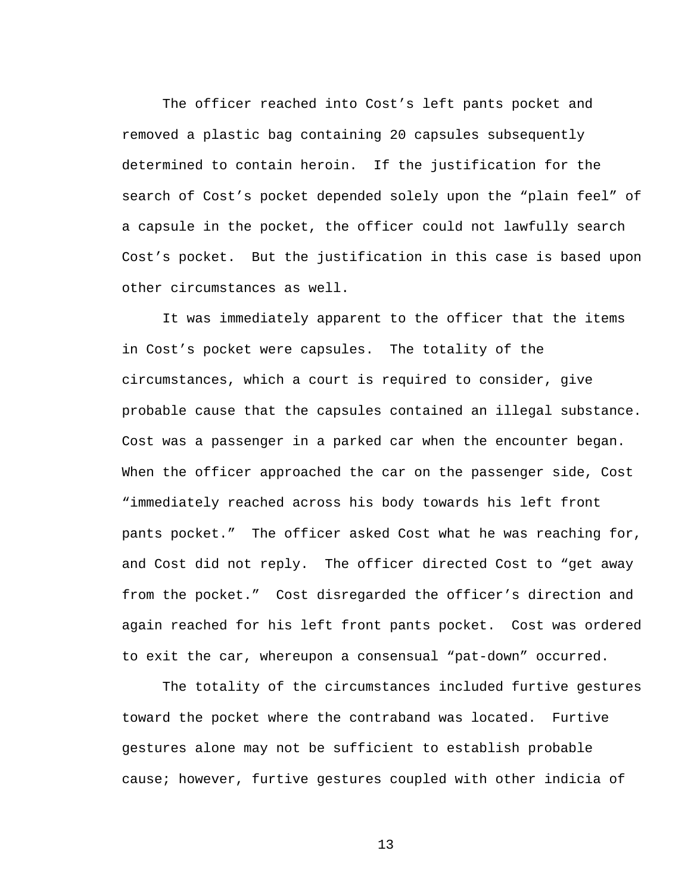The officer reached into Cost’s left pants pocket and removed a plastic bag containing 20 capsules subsequently determined to contain heroin. If the justification for the search of Cost’s pocket depended solely upon the “plain feel” of a capsule in the pocket, the officer could not lawfully search Cost’s pocket. But the justification in this case is based upon other circumstances as well.

It was immediately apparent to the officer that the items in Cost’s pocket were capsules. The totality of the circumstances, which a court is required to consider, give probable cause that the capsules contained an illegal substance. Cost was a passenger in a parked car when the encounter began. When the officer approached the car on the passenger side, Cost “immediately reached across his body towards his left front pants pocket.” The officer asked Cost what he was reaching for, and Cost did not reply. The officer directed Cost to “get away from the pocket.” Cost disregarded the officer’s direction and again reached for his left front pants pocket. Cost was ordered to exit the car, whereupon a consensual “pat-down” occurred.

The totality of the circumstances included furtive gestures toward the pocket where the contraband was located. Furtive gestures alone may not be sufficient to establish probable cause; however, furtive gestures coupled with other indicia of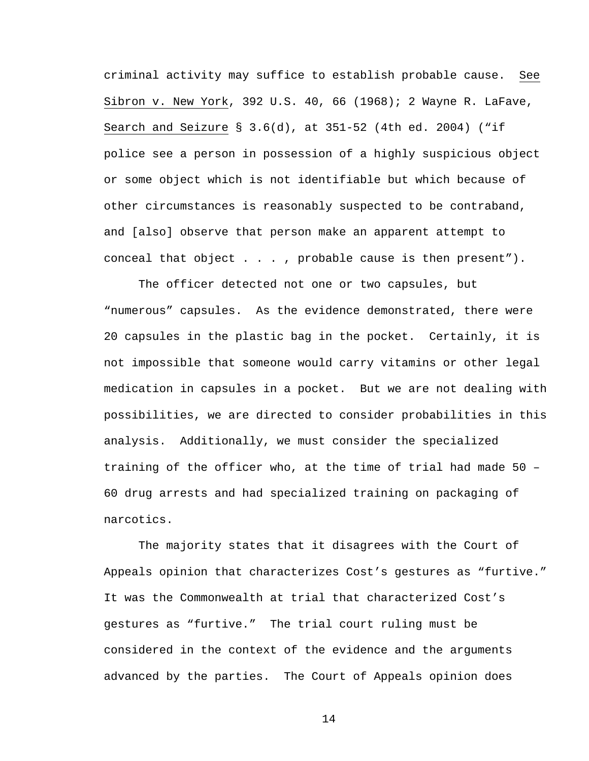criminal activity may suffice to establish probable cause. See Sibron v. New York, 392 U.S. 40, 66 (1968); 2 Wayne R. LaFave, Search and Seizure § 3.6(d), at 351-52 (4th ed. 2004) ("if police see a person in possession of a highly suspicious object or some object which is not identifiable but which because of other circumstances is reasonably suspected to be contraband, and [also] observe that person make an apparent attempt to conceal that object . . . , probable cause is then present").

The officer detected not one or two capsules, but "numerous" capsules. As the evidence demonstrated, there were 20 capsules in the plastic bag in the pocket. Certainly, it is not impossible that someone would carry vitamins or other legal medication in capsules in a pocket. But we are not dealing with possibilities, we are directed to consider probabilities in this analysis. Additionally, we must consider the specialized training of the officer who, at the time of trial had made 50 – 60 drug arrests and had specialized training on packaging of narcotics.

The majority states that it disagrees with the Court of Appeals opinion that characterizes Cost's gestures as "furtive." It was the Commonwealth at trial that characterized Cost's gestures as "furtive." The trial court ruling must be considered in the context of the evidence and the arguments advanced by the parties. The Court of Appeals opinion does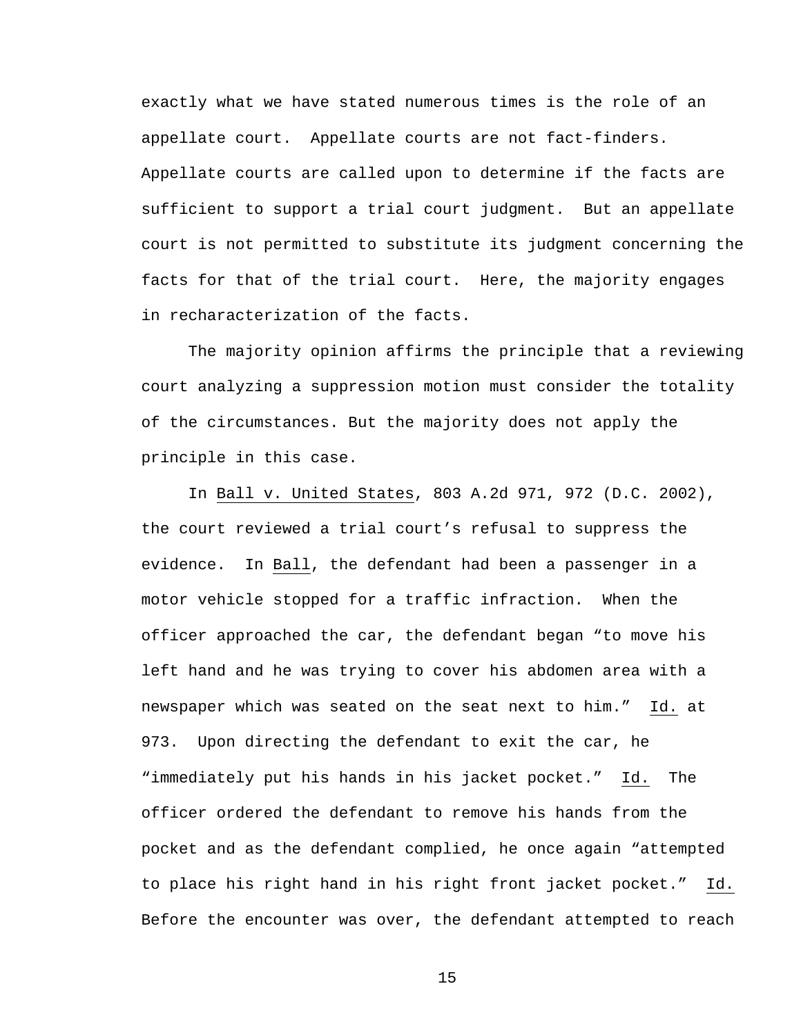exactly what we have stated numerous times is the role of an appellate court. Appellate courts are not fact-finders. Appellate courts are called upon to determine if the facts are sufficient to support a trial court judgment. But an appellate court is not permitted to substitute its judgment concerning the facts for that of the trial court. Here, the majority engages in recharacterization of the facts.

The majority opinion affirms the principle that a reviewing court analyzing a suppression motion must consider the totality of the circumstances. But the majority does not apply the principle in this case.

In Ball v. United States, 803 A.2d 971, 972 (D.C. 2002), the court reviewed a trial court's refusal to suppress the evidence. In Ball, the defendant had been a passenger in a motor vehicle stopped for a traffic infraction. When the officer approached the car, the defendant began "to move his left hand and he was trying to cover his abdomen area with a newspaper which was seated on the seat next to him." Id. at 973. Upon directing the defendant to exit the car, he "immediately put his hands in his jacket pocket." Id. The officer ordered the defendant to remove his hands from the pocket and as the defendant complied, he once again "attempted to place his right hand in his right front jacket pocket." Id. Before the encounter was over, the defendant attempted to reach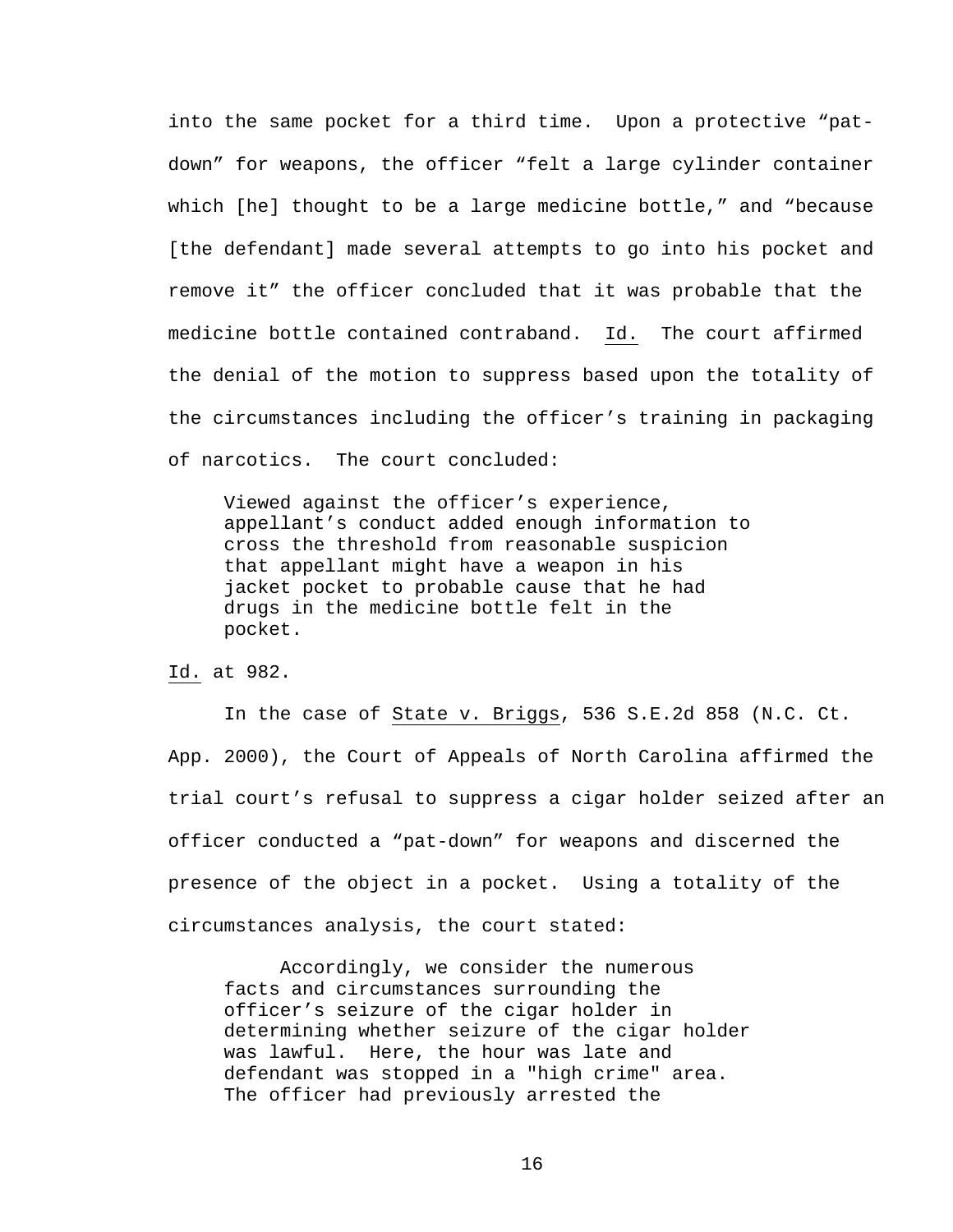into the same pocket for a third time. Upon a protective "pat-down" for weapons, the officer "felt a large cylinder container which [he] thought to be a large medicine bottle," and "because [the defendant] made several attempts to go into his pocket and remove it" the officer concluded that it was probable that the medicine bottle contained contraband. Id. The court affirmed the denial of the motion to suppress based upon the totality of the circumstances including the officer's training in packaging of narcotics. The court concluded:

> Viewed against the officer's experience, appellant's conduct added enough information to cross the threshold from reasonable suspicion that appellant might have a weapon in his jacket pocket to probable cause that he had drugs in the medicine bottle felt in the pocket.

Id. at 982.

In the case of State v. Briggs, 536 S.E.2d 858 (N.C. Ct. App. 2000), the Court of Appeals of North Carolina affirmed the trial court's refusal to suppress a cigar holder seized after an officer conducted a "pat-down" for weapons and discerned the presence of the object in a pocket. Using a totality of the circumstances analysis, the court stated:

> Accordingly, we consider the numerous facts and circumstances surrounding the officer's seizure of the cigar holder in determining whether seizure of the cigar holder was lawful. Here, the hour was late and defendant was stopped in a "high crime" area. The officer had previously arrested the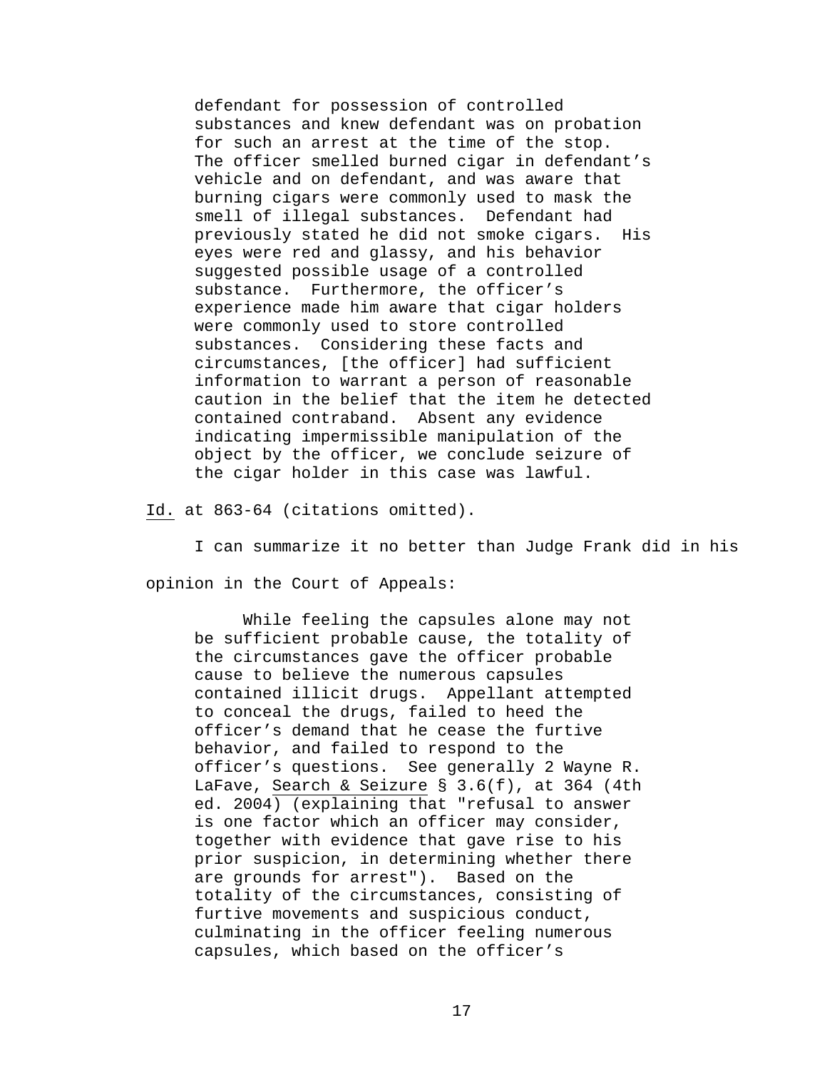> defendant for possession of controlled substances and knew defendant was on probation for such an arrest at the time of the stop. The officer smelled burned cigar in defendant's vehicle and on defendant, and was aware that burning cigars were commonly used to mask the smell of illegal substances. Defendant had previously stated he did not smoke cigars. His eyes were red and glassy, and his behavior suggested possible usage of a controlled substance. Furthermore, the officer's experience made him aware that cigar holders were commonly used to store controlled substances. Considering these facts and circumstances, [the officer] had sufficient information to warrant a person of reasonable caution in the belief that the item he detected contained contraband. Absent any evidence indicating impermissible manipulation of the object by the officer, we conclude seizure of the cigar holder in this case was lawful.

Id. at 863-64 (citations omitted).

I can summarize it no better than Judge Frank did in his opinion in the Court of Appeals:

> While feeling the capsules alone may not be sufficient probable cause, the totality of the circumstances gave the officer probable cause to believe the numerous capsules contained illicit drugs. Appellant attempted to conceal the drugs, failed to heed the officer's demand that he cease the furtive behavior, and failed to respond to the officer's questions. See generally 2 Wayne R. LaFave, Search & Seizure § 3.6(f), at 364 (4th ed. 2004) (explaining that "refusal to answer is one factor which an officer may consider, together with evidence that gave rise to his prior suspicion, in determining whether there are grounds for arrest"). Based on the totality of the circumstances, consisting of furtive movements and suspicious conduct, culminating in the officer feeling numerous capsules, which based on the officer's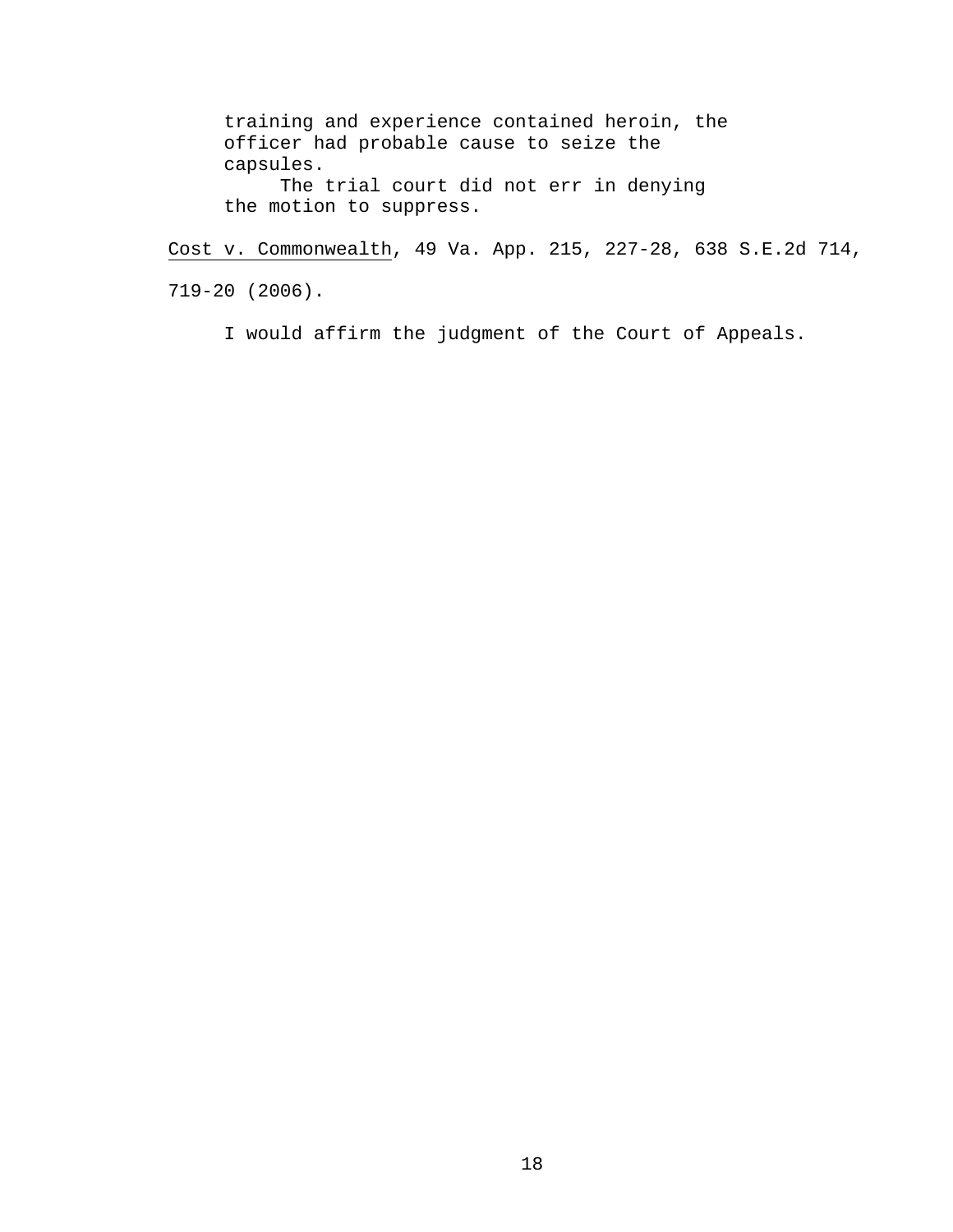> training and experience contained heroin, the officer had probable cause to seize the capsules.
>
> The trial court did not err in denying the motion to suppress.

Cost v. Commonwealth, 49 Va. App. 215, 227-28, 638 S.E.2d 714, 719-20 (2006).

I would affirm the judgment of the Court of Appeals.